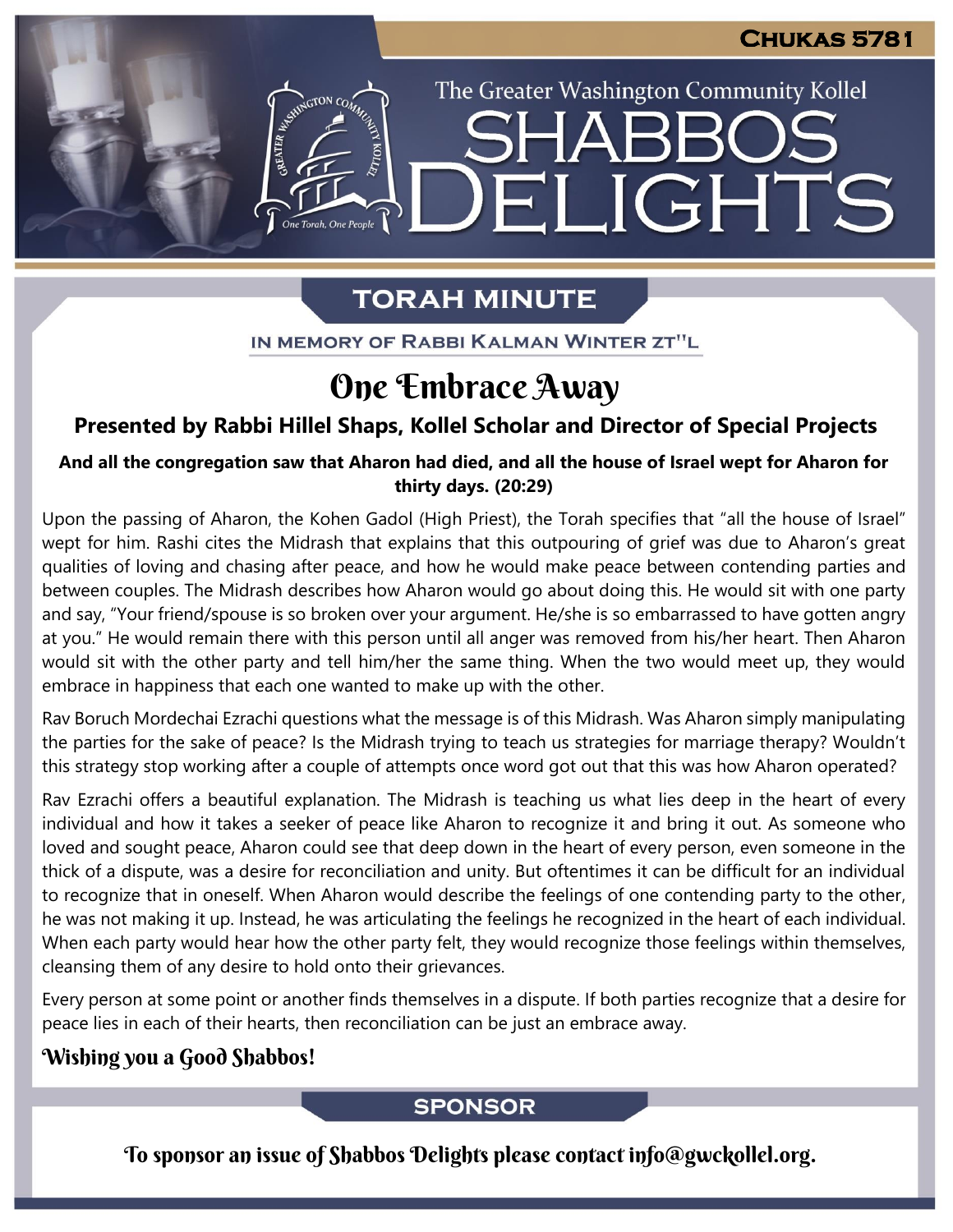CHUKAS 5781

The Greater Washington Community Kollel

# SHABBOS DELIGHTS

## TORAH MINUTE

IN MEMORY OF RABBI KALMAN WINTER ZT"L

# One Embrace Away

### Presented by Rabbi Hillel Shaps, Kollel Scholar and Director of Special Projects

**And all the congregation saw that Aharon had died, and all the house of Israel wept for Aharon for thirty days. (20:29)**

Upon the passing of Aharon, the Kohen Gadol (High Priest), the Torah specifies that "all the house of Israel" wept for him. Rashi cites the Midrash that explains that this outpouring of grief was due to Aharon's great qualities of loving and chasing after peace, and how he would make peace between contending parties and between couples. The Midrash describes how Aharon would go about doing this. He would sit with one party and say, "Your friend/spouse is so broken over your argument. He/she is so embarrassed to have gotten angry at you." He would remain there with this person until all anger was removed from his/her heart. Then Aharon would sit with the other party and tell him/her the same thing. When the two would meet up, they would embrace in happiness that each one wanted to make up with the other.

Rav Boruch Mordechai Ezrachi questions what the message is of this Midrash. Was Aharon simply manipulating the parties for the sake of peace? Is the Midrash trying to teach us strategies for marriage therapy? Wouldn't this strategy stop working after a couple of attempts once word got out that this was how Aharon operated?

Rav Ezrachi offers a beautiful explanation. The Midrash is teaching us what lies deep in the heart of every individual and how it takes a seeker of peace like Aharon to recognize it and bring it out. As someone who loved and sought peace, Aharon could see that deep down in the heart of every person, even someone in the thick of a dispute, was a desire for reconciliation and unity. But oftentimes it can be difficult for an individual to recognize that in oneself. When Aharon would describe the feelings of one contending party to the other, he was not making it up. Instead, he was articulating the feelings he recognized in the heart of each individual. When each party would hear how the other party felt, they would recognize those feelings within themselves, cleansing them of any desire to hold onto their grievances.

Every person at some point or another finds themselves in a dispute. If both parties recognize that a desire for peace lies in each of their hearts, then reconciliation can be just an embrace away.

**Wishing you a Good Shabbos!**

## SPONSOR

To sponsor an issue of Shabbos Delights please contact info@gwckollel.org.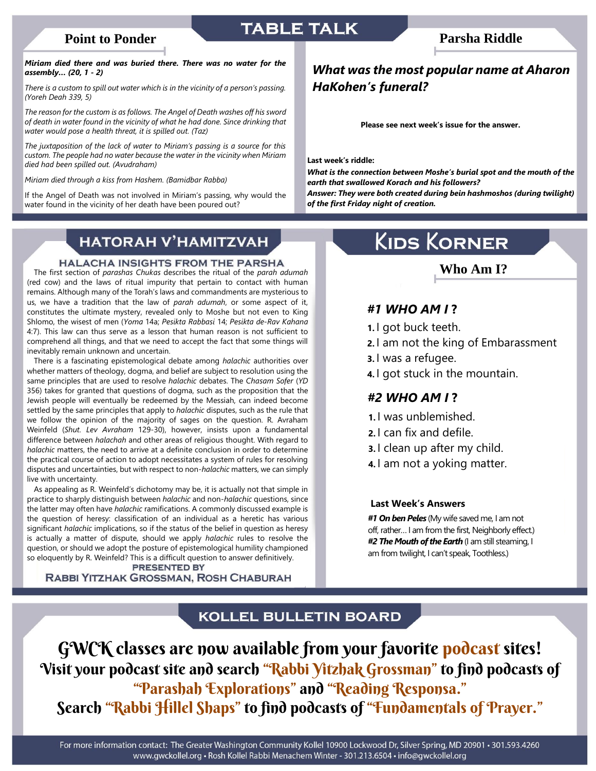# TABLE TALK

## Point to Ponder

***Miriam died there and was buried there. There was no water for the assembly... (20, 1 - 2)***

*There is a custom to spill out water which is in the vicinity of a person's passing. (Yoreh Deah 339, 5)*

*The reason for the custom is as follows. The Angel of Death washes off his sword of death in water found in the vicinity of what he had done. Since drinking that water would pose a health threat, it is spilled out. (Taz)*

*The juxtaposition of the lack of water to Miriam's passing is a source for this custom. The people had no water because the water in the vicinity when Miriam died had been spilled out. (Avudraham)*

*Miriam died through a kiss from Hashem. (Bamidbar Rabba)*

If the Angel of Death was not involved in Miriam's passing, why would the water found in the vicinity of her death have been poured out?

## Parsha Riddle

***What was the most popular name at Aharon HaKohen's funeral?***

**Please see next week's issue for the answer.**

**Last week's riddle:**

***What is the connection between Moshe's burial spot and the mouth of the earth that swallowed Korach and his followers?***

***Answer: They were both created during bein hashmoshos (during twilight) of the first Friday night of creation.***

# HATORAH V'HAMITZVAH

## HALACHA INSIGHTS FROM THE PARSHA

The first section of *parashas Chukas* describes the ritual of the *parah adumah* (red cow) and the laws of ritual impurity that pertain to contact with human remains. Although many of the Torah's laws and commandments are mysterious to us, we have a tradition that the law of *parah adumah*, or some aspect of it, constitutes the ultimate mystery, revealed only to Moshe but not even to King Shlomo, the wisest of men (*Yoma* 14a; *Pesikta Rabbasi* 14; *Pesikta de-Rav Kahana* 4:7). This law can thus serve as a lesson that human reason is not sufficient to comprehend all things, and that we need to accept the fact that some things will inevitably remain unknown and uncertain.

There is a fascinating epistemological debate among *halachic* authorities over whether matters of theology, dogma, and belief are subject to resolution using the same principles that are used to resolve *halachic* debates. The *Chasam Sofer* (*YD* 356) takes for granted that questions of dogma, such as the proposition that the Jewish people will eventually be redeemed by the Messiah, can indeed become settled by the same principles that apply to *halachic* disputes, such as the rule that we follow the opinion of the majority of sages on the question. R. Avraham Weinfeld (*Shut. Lev Avraham* 129-30), however, insists upon a fundamental difference between *halachah* and other areas of religious thought. With regard to *halachic* matters, the need to arrive at a definite conclusion in order to determine the practical course of action to adopt necessitates a system of rules for resolving disputes and uncertainties, but with respect to non-*halachic* matters, we can simply live with uncertainty.

As appealing as R. Weinfeld's dichotomy may be, it is actually not that simple in practice to sharply distinguish between *halachic* and non-*halachic* questions, since the latter may often have *halachic* ramifications. A commonly discussed example is the question of heresy: classification of an individual as a heretic has various significant *halachic* implications, so if the status of the belief in question as heresy is actually a matter of dispute, should we apply *halachic* rules to resolve the question, or should we adopt the posture of epistemological humility championed so eloquently by R. Weinfeld? This is a difficult question to answer definitively.

PRESENTED BY
RABBI YITZHAK GROSSMAN, ROSH CHABURAH

# KIDS KORNER

## Who Am I?

### *#1 WHO AM I ?*

1. I got buck teeth.
2. I am not the king of Embarassment
3. I was a refugee.
4. I got stuck in the mountain.

### *#2 WHO AM I ?*

1. I was unblemished.
2. I can fix and defile.
3. I clean up after my child.
4. I am not a yoking matter.

**Last Week's Answers**

***#1 On ben Peles*** (My wife saved me, I am not off, rather… I am from the first, Neighborly effect.)
***#2 The Mouth of the Earth*** (I am still steaming, I am from twilight, I can't speak, Toothless.)

# KOLLEL BULLETIN BOARD

**GWCK classes are now available from your favorite podcast sites!**
**Visit your podcast site and search "Rabbi Yitzhak Grossman" to find podcasts of "Parashah Explorations" and "Reading Responsa."**
**Search "Rabbi Hillel Shaps" to find podcasts of "Fundamentals of Prayer."**

For more information contact: The Greater Washington Community Kollel 10900 Lockwood Dr, Silver Spring, MD 20901 • 301.593.4260
www.gwckollel.org • Rosh Kollel Rabbi Menachem Winter - 301.213.6504 • info@gwckollel.org